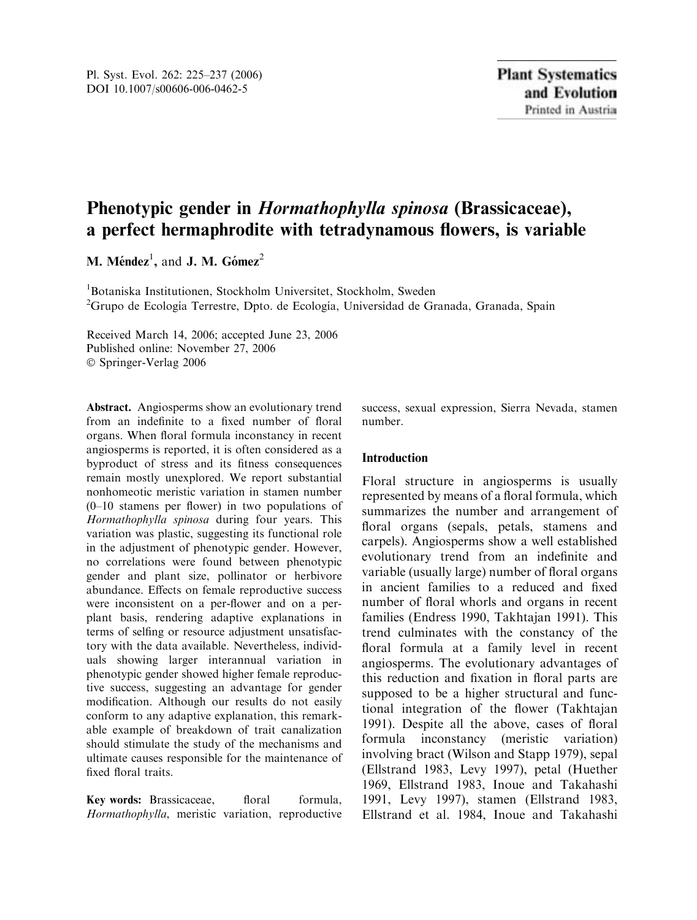# Phenotypic gender in *Hormathophylla spinosa* (Brassicaceae), a perfect hermaphrodite with tetradynamous flowers, is variable

**M. Méndez**[1], and **J. M. Gómez**[2]

[1]Botaniska Institutionen, Stockholm Universitet, Stockholm, Sweden
[2]Grupo de Ecología Terrestre, Dpto. de Ecología, Universidad de Granada, Granada, Spain

Received March 14, 2006; accepted June 23, 2006
Published online: November 27, 2006
© Springer-Verlag 2006

**Abstract.** Angiosperms show an evolutionary trend from an indefinite to a fixed number of floral organs. When floral formula inconstancy in recent angiosperms is reported, it is often considered as a byproduct of stress and its fitness consequences remain mostly unexplored. We report substantial nonhomeotic meristic variation in stamen number (0–10 stamens per flower) in two populations of *Hormathophylla spinosa* during four years. This variation was plastic, suggesting its functional role in the adjustment of phenotypic gender. However, no correlations were found between phenotypic gender and plant size, pollinator or herbivore abundance. Effects on female reproductive success were inconsistent on a per-flower and on a per-plant basis, rendering adaptive explanations in terms of selfing or resource adjustment unsatisfactory with the data available. Nevertheless, individuals showing larger interannual variation in phenotypic gender showed higher female reproductive success, suggesting an advantage for gender modification. Although our results do not easily conform to any adaptive explanation, this remarkable example of breakdown of trait canalization should stimulate the study of the mechanisms and ultimate causes responsible for the maintenance of fixed floral traits.

**Key words:** Brassicaceae, floral formula, *Hormathophylla*, meristic variation, reproductive success, sexual expression, Sierra Nevada, stamen number.

## Introduction

Floral structure in angiosperms is usually represented by means of a floral formula, which summarizes the number and arrangement of floral organs (sepals, petals, stamens and carpels). Angiosperms show a well established evolutionary trend from an indefinite and variable (usually large) number of floral organs in ancient families to a reduced and fixed number of floral whorls and organs in recent families (Endress 1990, Takhtajan 1991). This trend culminates with the constancy of the floral formula at a family level in recent angiosperms. The evolutionary advantages of this reduction and fixation in floral parts are supposed to be a higher structural and functional integration of the flower (Takhtajan 1991). Despite all the above, cases of floral formula inconstancy (meristic variation) involving bract (Wilson and Stapp 1979), sepal (Ellstrand 1983, Levy 1997), petal (Huether 1969, Ellstrand 1983, Inoue and Takahashi 1991, Levy 1997), stamen (Ellstrand 1983, Ellstrand et al. 1984, Inoue and Takahashi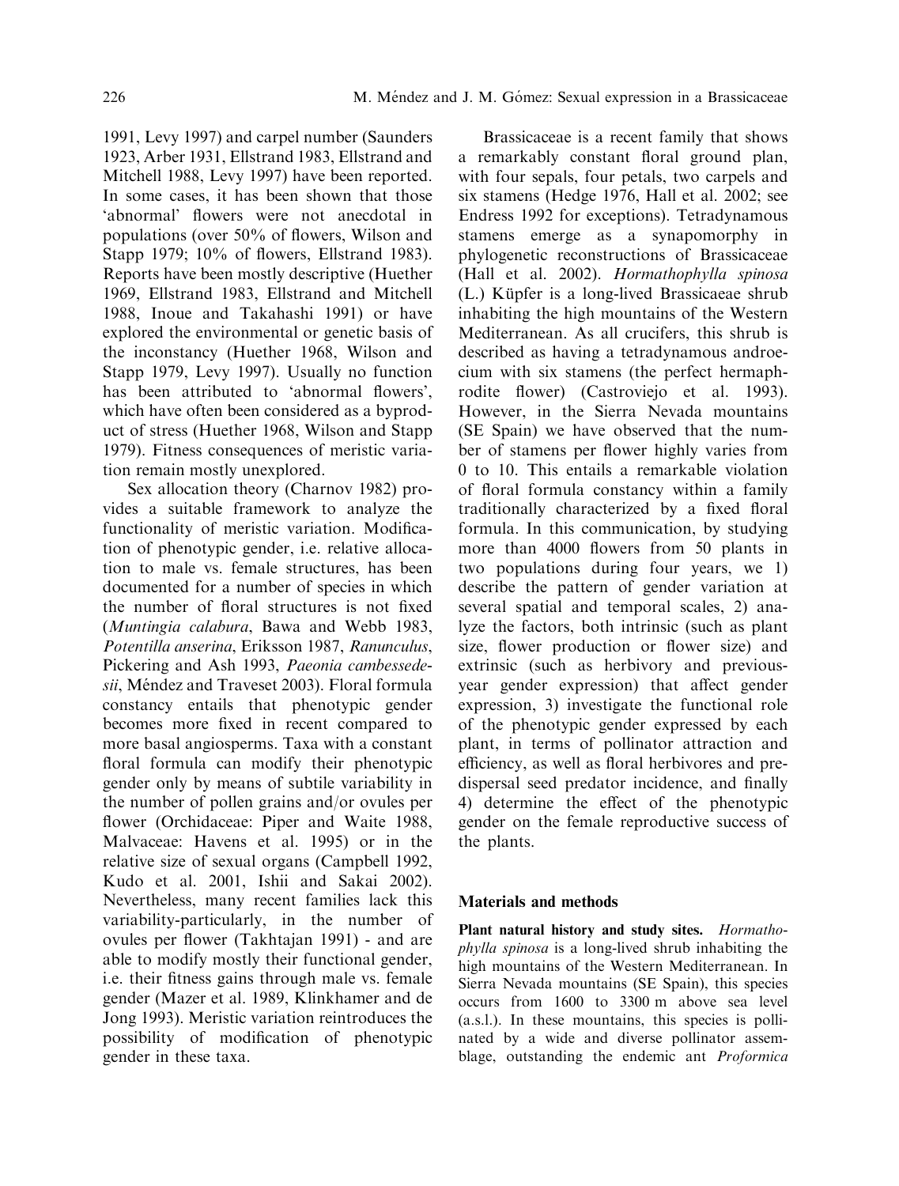1991, Levy 1997) and carpel number (Saunders 1923, Arber 1931, Ellstrand 1983, Ellstrand and Mitchell 1988, Levy 1997) have been reported. In some cases, it has been shown that those 'abnormal' flowers were not anecdotal in populations (over 50% of flowers, Wilson and Stapp 1979; 10% of flowers, Ellstrand 1983). Reports have been mostly descriptive (Huether 1969, Ellstrand 1983, Ellstrand and Mitchell 1988, Inoue and Takahashi 1991) or have explored the environmental or genetic basis of the inconstancy (Huether 1968, Wilson and Stapp 1979, Levy 1997). Usually no function has been attributed to 'abnormal flowers', which have often been considered as a byproduct of stress (Huether 1968, Wilson and Stapp 1979). Fitness consequences of meristic variation remain mostly unexplored.

Sex allocation theory (Charnov 1982) provides a suitable framework to analyze the functionality of meristic variation. Modification of phenotypic gender, i.e. relative allocation to male vs. female structures, has been documented for a number of species in which the number of floral structures is not fixed (*Muntingia calabura*, Bawa and Webb 1983, *Potentilla anserina*, Eriksson 1987, *Ranunculus*, Pickering and Ash 1993, *Paeonia cambessedesii*, Méndez and Traveset 2003). Floral formula constancy entails that phenotypic gender becomes more fixed in recent compared to more basal angiosperms. Taxa with a constant floral formula can modify their phenotypic gender only by means of subtile variability in the number of pollen grains and/or ovules per flower (Orchidaceae: Piper and Waite 1988, Malvaceae: Havens et al. 1995) or in the relative size of sexual organs (Campbell 1992, Kudo et al. 2001, Ishii and Sakai 2002). Nevertheless, many recent families lack this variability-particularly, in the number of ovules per flower (Takhtajan 1991) - and are able to modify mostly their functional gender, i.e. their fitness gains through male vs. female gender (Mazer et al. 1989, Klinkhamer and de Jong 1993). Meristic variation reintroduces the possibility of modification of phenotypic gender in these taxa.

Brassicaceae is a recent family that shows a remarkably constant floral ground plan, with four sepals, four petals, two carpels and six stamens (Hedge 1976, Hall et al. 2002; see Endress 1992 for exceptions). Tetradynamous stamens emerge as a synapomorphy in phylogenetic reconstructions of Brassicaceae (Hall et al. 2002). *Hormathophylla spinosa* (L.) Küpfer is a long-lived Brassicaeae shrub inhabiting the high mountains of the Western Mediterranean. As all crucifers, this shrub is described as having a tetradynamous androecium with six stamens (the perfect hermaphrodite flower) (Castroviejo et al. 1993). However, in the Sierra Nevada mountains (SE Spain) we have observed that the number of stamens per flower highly varies from 0 to 10. This entails a remarkable violation of floral formula constancy within a family traditionally characterized by a fixed floral formula. In this communication, by studying more than 4000 flowers from 50 plants in two populations during four years, we 1) describe the pattern of gender variation at several spatial and temporal scales, 2) analyze the factors, both intrinsic (such as plant size, flower production or flower size) and extrinsic (such as herbivory and previous-year gender expression) that affect gender expression, 3) investigate the functional role of the phenotypic gender expressed by each plant, in terms of pollinator attraction and efficiency, as well as floral herbivores and predispersal seed predator incidence, and finally 4) determine the effect of the phenotypic gender on the female reproductive success of the plants.

## Materials and methods

**Plant natural history and study sites.** *Hormathophylla spinosa* is a long-lived shrub inhabiting the high mountains of the Western Mediterranean. In Sierra Nevada mountains (SE Spain), this species occurs from 1600 to 3300 m above sea level (a.s.l.). In these mountains, this species is pollinated by a wide and diverse pollinator assemblage, outstanding the endemic ant *Proformica*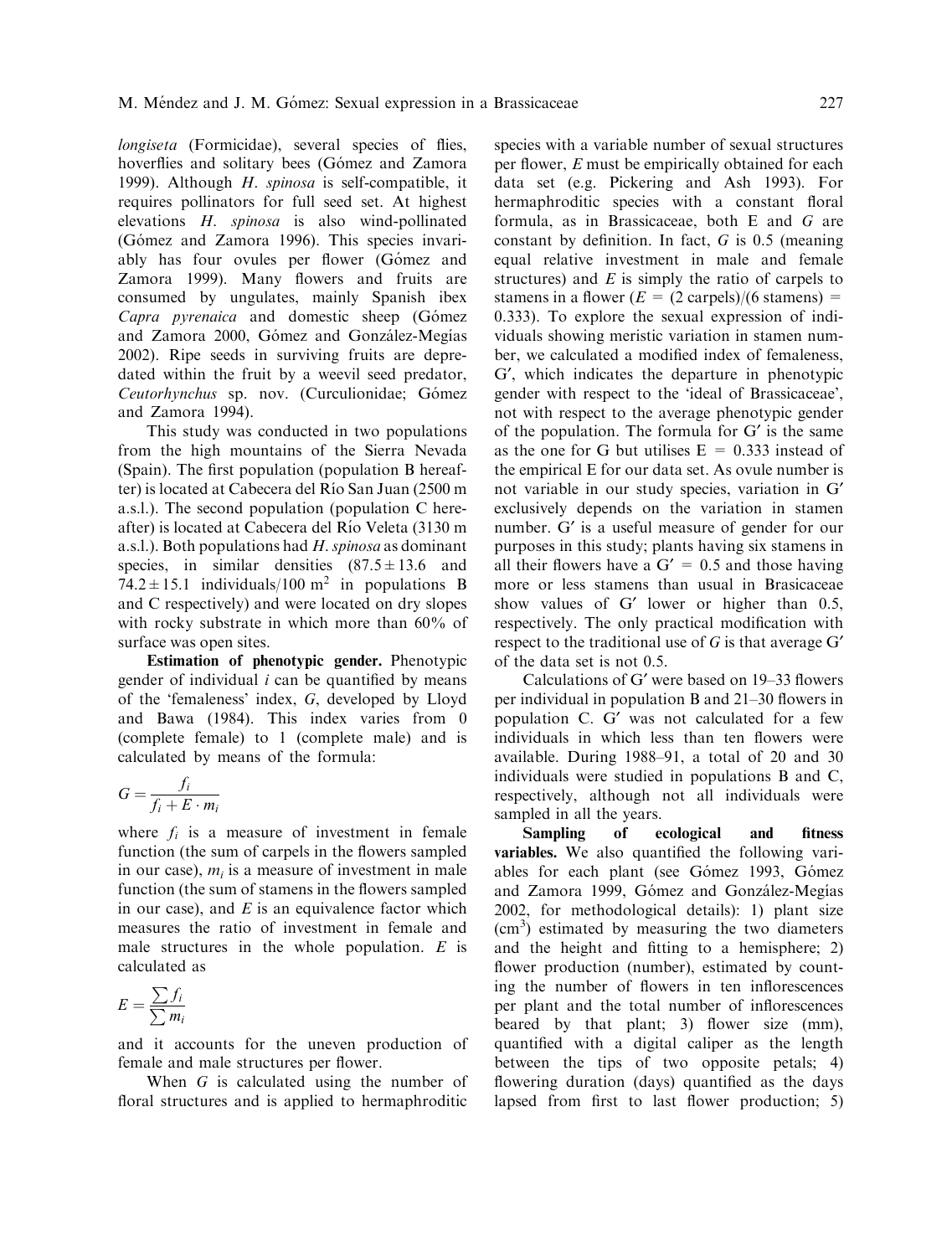*longiseta* (Formicidae), several species of flies, hoverflies and solitary bees (Gómez and Zamora 1999). Although *H. spinosa* is self-compatible, it requires pollinators for full seed set. At highest elevations *H. spinosa* is also wind-pollinated (Gómez and Zamora 1996). This species invariably has four ovules per flower (Gómez and Zamora 1999). Many flowers and fruits are consumed by ungulates, mainly Spanish ibex *Capra pyrenaica* and domestic sheep (Gómez and Zamora 2000, Gómez and González-Megías 2002). Ripe seeds in surviving fruits are depredated within the fruit by a weevil seed predator, *Ceutorhynchus* sp. nov. (Curculionidae; Gómez and Zamora 1994).

This study was conducted in two populations from the high mountains of the Sierra Nevada (Spain). The first population (population B hereafter) is located at Cabecera del Río San Juan (2500 m a.s.l.). The second population (population C hereafter) is located at Cabecera del Río Veleta (3130 m a.s.l.). Both populations had *H. spinosa* as dominant species, in similar densities ($87.5 \pm 13.6$ and $74.2 \pm 15.1$ individuals/100 $m^2$ in populations B and C respectively) and were located on dry slopes with rocky substrate in which more than 60% of surface was open sites.

**Estimation of phenotypic gender.** Phenotypic gender of individual $i$ can be quantified by means of the 'femaleness' index, $G$, developed by Lloyd and Bawa (1984). This index varies from 0 (complete female) to 1 (complete male) and is calculated by means of the formula:

$$G = \frac{f_i}{f_i + E \cdot m_i}$$

where $f_i$ is a measure of investment in female function (the sum of carpels in the flowers sampled in our case), $m_i$ is a measure of investment in male function (the sum of stamens in the flowers sampled in our case), and $E$ is an equivalence factor which measures the ratio of investment in female and male structures in the whole population. $E$ is calculated as

$$E = \frac{\sum f_i}{\sum m_i}$$

and it accounts for the uneven production of female and male structures per flower.

When $G$ is calculated using the number of floral structures and is applied to hermaphroditic species with a variable number of sexual structures per flower, $E$ must be empirically obtained for each data set (e.g. Pickering and Ash 1993). For hermaphroditic species with a constant floral formula, as in Brassicaceae, both E and $G$ are constant by definition. In fact, $G$ is 0.5 (meaning equal relative investment in male and female structures) and $E$ is simply the ratio of carpels to stamens in a flower ($E$ = (2 carpels)/(6 stamens) = 0.333). To explore the sexual expression of individuals showing meristic variation in stamen number, we calculated a modified index of femaleness, G′, which indicates the departure in phenotypic gender with respect to the 'ideal of Brassicaceae', not with respect to the average phenotypic gender of the population. The formula for G′ is the same as the one for G but utilises E = 0.333 instead of the empirical E for our data set. As ovule number is not variable in our study species, variation in G′ exclusively depends on the variation in stamen number. G′ is a useful measure of gender for our purposes in this study; plants having six stamens in all their flowers have a G′ = 0.5 and those having more or less stamens than usual in Brasicaceae show values of G′ lower or higher than 0.5, respectively. The only practical modification with respect to the traditional use of $G$ is that average G′ of the data set is not 0.5.

Calculations of G′ were based on 19–33 flowers per individual in population B and 21–30 flowers in population C. G′ was not calculated for a few individuals in which less than ten flowers were available. During 1988–91, a total of 20 and 30 individuals were studied in populations B and C, respectively, although not all individuals were sampled in all the years.

**Sampling of ecological and fitness variables.** We also quantified the following variables for each plant (see Gómez 1993, Gómez and Zamora 1999, Gómez and González-Megías 2002, for methodological details): 1) plant size ($cm^3$) estimated by measuring the two diameters and the height and fitting to a hemisphere; 2) flower production (number), estimated by counting the number of flowers in ten inflorescences per plant and the total number of inflorescences beared by that plant; 3) flower size (mm), quantified with a digital caliper as the length between the tips of two opposite petals; 4) flowering duration (days) quantified as the days lapsed from first to last flower production; 5)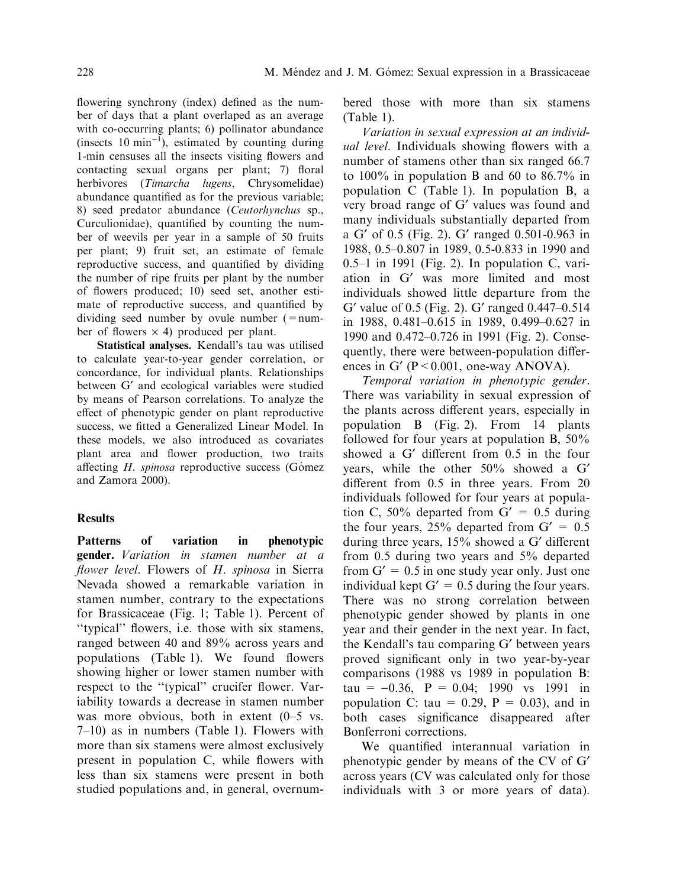flowering synchrony (index) defined as the number of days that a plant overlaped as an average with co-occurring plants; 6) pollinator abundance (insects 10 $min^{-1}$), estimated by counting during 1-min censuses all the insects visiting flowers and contacting sexual organs per plant; 7) floral herbivores (*Timarcha lugens*, Chrysomelidae) abundance quantified as for the previous variable; 8) seed predator abundance (*Ceutorhynchus* sp., Curculionidae), quantified by counting the number of weevils per year in a sample of 50 fruits per plant; 9) fruit set, an estimate of female reproductive success, and quantified by dividing the number of ripe fruits per plant by the number of flowers produced; 10) seed set, another estimate of reproductive success, and quantified by dividing seed number by ovule number (= number of flowers × 4) produced per plant.

**Statistical analyses.** Kendall's tau was utilised to calculate year-to-year gender correlation, or concordance, for individual plants. Relationships between G′ and ecological variables were studied by means of Pearson correlations. To analyze the effect of phenotypic gender on plant reproductive success, we fitted a Generalized Linear Model. In these models, we also introduced as covariates plant area and flower production, two traits affecting *H. spinosa* reproductive success (Gómez and Zamora 2000).

## Results

**Patterns of variation in phenotypic gender.** *Variation in stamen number at a flower level*. Flowers of *H. spinosa* in Sierra Nevada showed a remarkable variation in stamen number, contrary to the expectations for Brassicaceae (Fig. 1; Table 1). Percent of "typical" flowers, i.e. those with six stamens, ranged between 40 and 89% across years and populations (Table 1). We found flowers showing higher or lower stamen number with respect to the "typical" crucifer flower. Variability towards a decrease in stamen number was more obvious, both in extent (0–5 vs. 7–10) as in numbers (Table 1). Flowers with more than six stamens were almost exclusively present in population C, while flowers with less than six stamens were present in both studied populations and, in general, overnumbered those with more than six stamens (Table 1).

*Variation in sexual expression at an individual level*. Individuals showing flowers with a number of stamens other than six ranged 66.7 to 100% in population B and 60 to 86.7% in population C (Table 1). In population B, a very broad range of G′ values was found and many individuals substantially departed from a G′ of 0.5 (Fig. 2). G′ ranged 0.501-0.963 in 1988, 0.5–0.807 in 1989, 0.5-0.833 in 1990 and 0.5–1 in 1991 (Fig. 2). In population C, variation in G′ was more limited and most individuals showed little departure from the G′ value of 0.5 (Fig. 2). G′ ranged 0.447–0.514 in 1988, 0.481–0.615 in 1989, 0.499–0.627 in 1990 and 0.472–0.726 in 1991 (Fig. 2). Consequently, there were between-population differences in G′ ($P < 0.001$, one-way ANOVA).

*Temporal variation in phenotypic gender*. There was variability in sexual expression of the plants across different years, especially in population B (Fig. 2). From 14 plants followed for four years at population B, 50% showed a G′ different from 0.5 in the four years, while the other 50% showed a G′ different from 0.5 in three years. From 20 individuals followed for four years at population C, 50% departed from G′ = 0.5 during the four years, 25% departed from G′ = 0.5 during three years, 15% showed a G′ different from 0.5 during two years and 5% departed from G′ = 0.5 in one study year only. Just one individual kept G′ = 0.5 during the four years. There was no strong correlation between phenotypic gender showed by plants in one year and their gender in the next year. In fact, the Kendall's tau comparing G′ between years proved significant only in two year-by-year comparisons (1988 vs 1989 in population B: tau = −0.36, $P = 0.04$; 1990 vs 1991 in population C: tau = 0.29, $P = 0.03$), and in both cases significance disappeared after Bonferroni corrections.

We quantified interannual variation in phenotypic gender by means of the CV of G′ across years (CV was calculated only for those individuals with 3 or more years of data).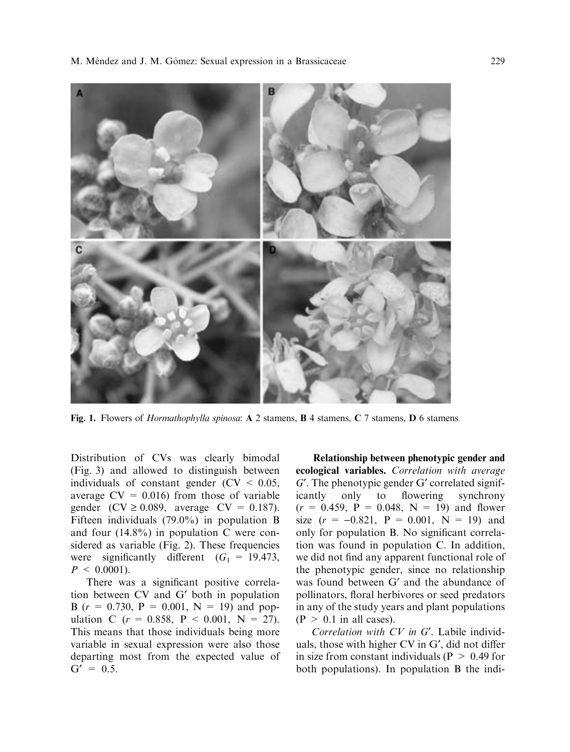Fig. 1. Flowers of *Hormathophylla spinosa*: **A** 2 stamens, **B** 4 stamens, **C** 7 stamens, **D** 6 stamens

Distribution of CVs was clearly bimodal (Fig. 3) and allowed to distinguish between individuals of constant gender (CV < 0.05, average CV = 0.016) from those of variable gender (CV ≥ 0.089, average CV = 0.187). Fifteen individuals (79.0%) in population B and four (14.8%) in population C were considered as variable (Fig. 2). These frequencies were significantly different ($G_1$ = 19.473, $P$ < 0.0001).

There was a significant positive correlation between CV and G′ both in population B ($r$ = 0.730, P = 0.001, N = 19) and population C ($r$ = 0.858, P < 0.001, N = 27). This means that those individuals being more variable in sexual expression were also those departing most from the expected value of G′ = 0.5.

**Relationship between phenotypic gender and ecological variables.** *Correlation with average G′*. The phenotypic gender G′ correlated significantly only to flowering synchrony ($r$ = 0.459, P = 0.048, N = 19) and flower size ($r$ = −0.821, P = 0.001, N = 19) and only for population B. No significant correlation was found in population C. In addition, we did not find any apparent functional role of the phenotypic gender, since no relationship was found between G′ and the abundance of pollinators, floral herbivores or seed predators in any of the study years and plant populations (P > 0.1 in all cases).

*Correlation with CV in G′*. Labile individuals, those with higher CV in G′, did not differ in size from constant individuals (P > 0.49 for both populations). In population B the indi-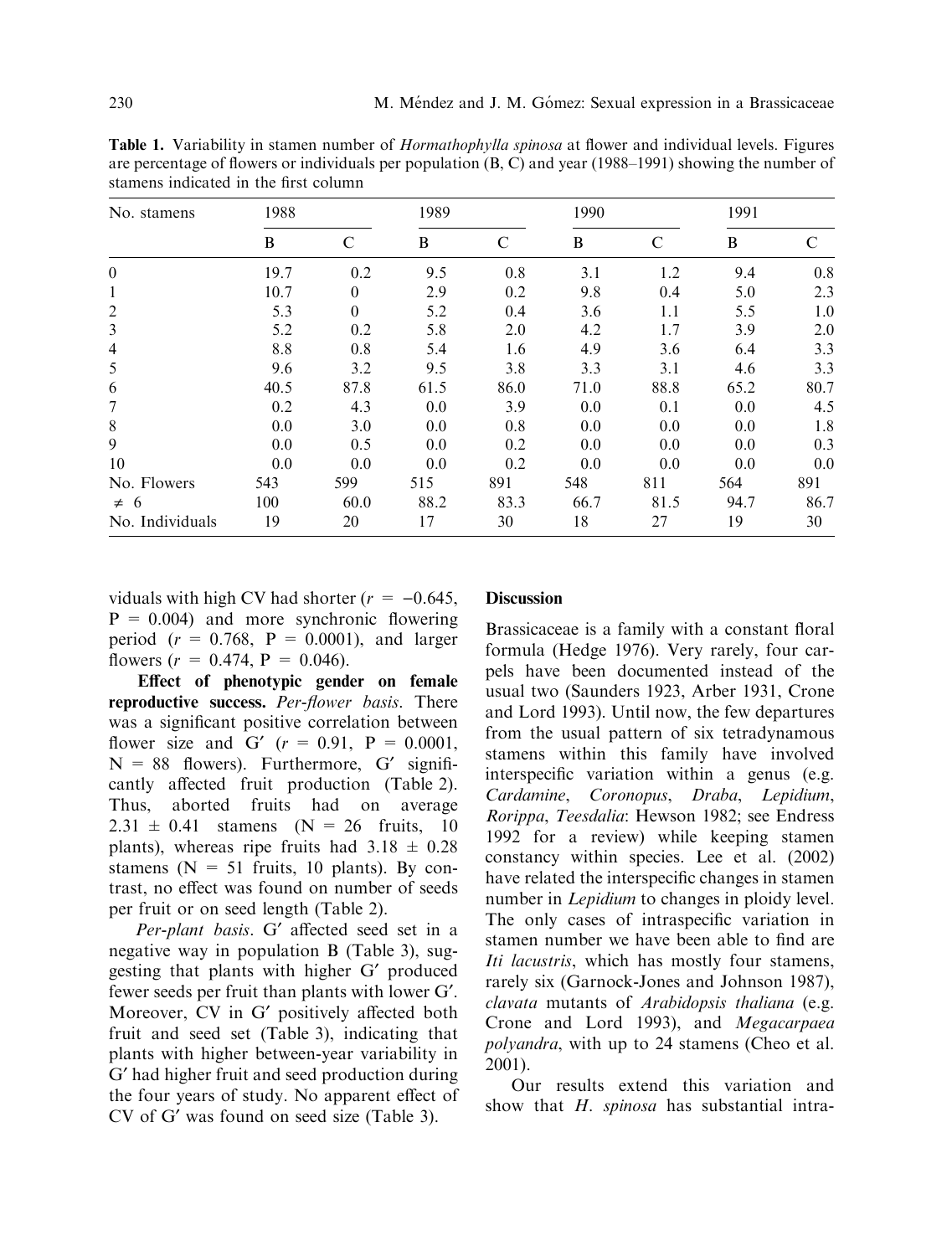**Table 1.** Variability in stamen number of *Hormathophylla spinosa* at flower and individual levels. Figures are percentage of flowers or individuals per population (B, C) and year (1988–1991) showing the number of stamens indicated in the first column

| No. stamens | 1988 | | 1989 | | 1990 | | 1991 | |
|---|---|---|---|---|---|---|---|---|
| | B | C | B | C | B | C | B | C |
| 0 | 19.7 | 0.2 | 9.5 | 0.8 | 3.1 | 1.2 | 9.4 | 0.8 |
| 1 | 10.7 | 0 | 2.9 | 0.2 | 9.8 | 0.4 | 5.0 | 2.3 |
| 2 | 5.3 | 0 | 5.2 | 0.4 | 3.6 | 1.1 | 5.5 | 1.0 |
| 3 | 5.2 | 0.2 | 5.8 | 2.0 | 4.2 | 1.7 | 3.9 | 2.0 |
| 4 | 8.8 | 0.8 | 5.4 | 1.6 | 4.9 | 3.6 | 6.4 | 3.3 |
| 5 | 9.6 | 3.2 | 9.5 | 3.8 | 3.3 | 3.1 | 4.6 | 3.3 |
| 6 | 40.5 | 87.8 | 61.5 | 86.0 | 71.0 | 88.8 | 65.2 | 80.7 |
| 7 | 0.2 | 4.3 | 0.0 | 3.9 | 0.0 | 0.1 | 0.0 | 4.5 |
| 8 | 0.0 | 3.0 | 0.0 | 0.8 | 0.0 | 0.0 | 0.0 | 1.8 |
| 9 | 0.0 | 0.5 | 0.0 | 0.2 | 0.0 | 0.0 | 0.0 | 0.3 |
| 10 | 0.0 | 0.0 | 0.0 | 0.2 | 0.0 | 0.0 | 0.0 | 0.0 |
| No. Flowers | 543 | 599 | 515 | 891 | 548 | 811 | 564 | 891 |
| ≠ 6 | 100 | 60.0 | 88.2 | 83.3 | 66.7 | 81.5 | 94.7 | 86.7 |
| No. Individuals | 19 | 20 | 17 | 30 | 18 | 27 | 19 | 30 |

viduals with high CV had shorter ($r = -0.645$, $P = 0.004$) and more synchronic flowering period ($r = 0.768$, $P = 0.0001$), and larger flowers ($r = 0.474$, $P = 0.046$).

**Effect of phenotypic gender on female reproductive success.** *Per-flower basis*. There was a significant positive correlation between flower size and G′ ($r = 0.91$, $P = 0.0001$, $N = 88$ flowers). Furthermore, G′ significantly affected fruit production (Table 2). Thus, aborted fruits had on average $2.31 \pm 0.41$ stamens ($N = 26$ fruits, 10 plants), whereas ripe fruits had $3.18 \pm 0.28$ stamens ($N = 51$ fruits, 10 plants). By contrast, no effect was found on number of seeds per fruit or on seed length (Table 2).

*Per-plant basis*. G′ affected seed set in a negative way in population B (Table 3), suggesting that plants with higher G′ produced fewer seeds per fruit than plants with lower G′. Moreover, CV in G′ positively affected both fruit and seed set (Table 3), indicating that plants with higher between-year variability in G′ had higher fruit and seed production during the four years of study. No apparent effect of CV of G′ was found on seed size (Table 3).

## Discussion

Brassicaceae is a family with a constant floral formula (Hedge 1976). Very rarely, four carpels have been documented instead of the usual two (Saunders 1923, Arber 1931, Crone and Lord 1993). Until now, the few departures from the usual pattern of six tetradynamous stamens within this family have involved interspecific variation within a genus (e.g. *Cardamine*, *Coronopus*, *Draba*, *Lepidium*, *Rorippa*, *Teesdalia*: Hewson 1982; see Endress 1992 for a review) while keeping stamen constancy within species. Lee et al. (2002) have related the interspecific changes in stamen number in *Lepidium* to changes in ploidy level. The only cases of intraspecific variation in stamen number we have been able to find are *Iti lacustris*, which has mostly four stamens, rarely six (Garnock-Jones and Johnson 1987), *clavata* mutants of *Arabidopsis thaliana* (e.g. Crone and Lord 1993), and *Megacarpaea polyandra*, with up to 24 stamens (Cheo et al. 2001).

Our results extend this variation and show that *H. spinosa* has substantial intra-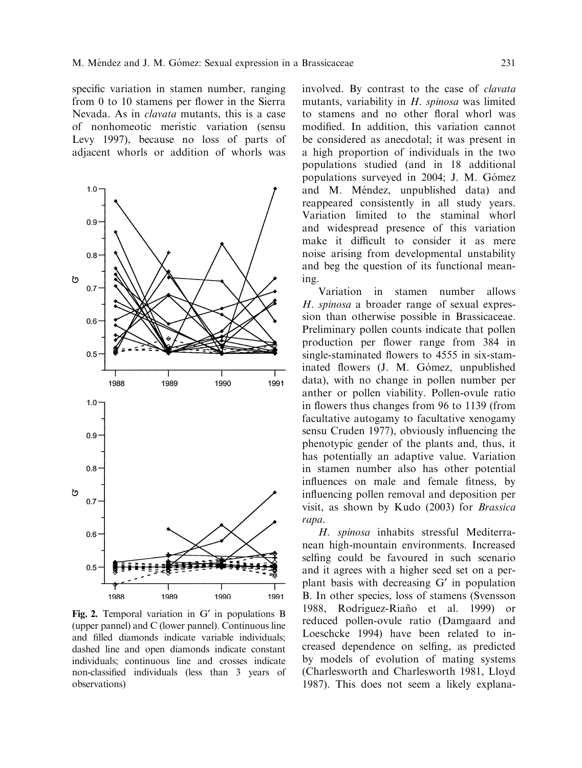specific variation in stamen number, ranging from 0 to 10 stamens per flower in the Sierra Nevada. As in *clavata* mutants, this is a case of nonhomeotic meristic variation (sensu Levy 1997), because no loss of parts of adjacent whorls or addition of whorls was involved. By contrast to the case of *clavata* mutants, variability in *H. spinosa* was limited to stamens and no other floral whorl was modified. In addition, this variation cannot be considered as anecdotal; it was present in a high proportion of individuals in the two populations studied (and in 18 additional populations surveyed in 2004; J. M. Gómez and M. Méndez, unpublished data) and reappeared consistently in all study years. Variation limited to the staminal whorl and widespread presence of this variation make it difficult to consider it as mere noise arising from developmental unstability and beg the question of its functional meaning.

Fig. 2. Temporal variation in G′ in populations B (upper pannel) and C (lower pannel). Continuous line and filled diamonds indicate variable individuals; dashed line and open diamonds indicate constant individuals; continuous line and crosses indicate non-classified individuals (less than 3 years of observations)

Variation in stamen number allows *H. spinosa* a broader range of sexual expression than otherwise possible in Brassicaceae. Preliminary pollen counts indicate that pollen production per flower range from 384 in single-staminated flowers to 4555 in six-staminated flowers (J. M. Gómez, unpublished data), with no change in pollen number per anther or pollen viability. Pollen-ovule ratio in flowers thus changes from 96 to 1139 (from facultative autogamy to facultative xenogamy sensu Cruden 1977), obviously influencing the phenotypic gender of the plants and, thus, it has potentially an adaptive value. Variation in stamen number also has other potential influences on male and female fitness, by influencing pollen removal and deposition per visit, as shown by Kudo (2003) for *Brassica rapa*.

*H. spinosa* inhabits stressful Mediterranean high-mountain environments. Increased selfing could be favoured in such scenario and it agrees with a higher seed set on a per-plant basis with decreasing G′ in population B. In other species, loss of stamens (Svensson 1988, Rodríguez-Riaño et al. 1999) or reduced pollen-ovule ratio (Damgaard and Loeschcke 1994) have been related to increased dependence on selfing, as predicted by models of evolution of mating systems (Charlesworth and Charlesworth 1981, Lloyd 1987). This does not seem a likely explana-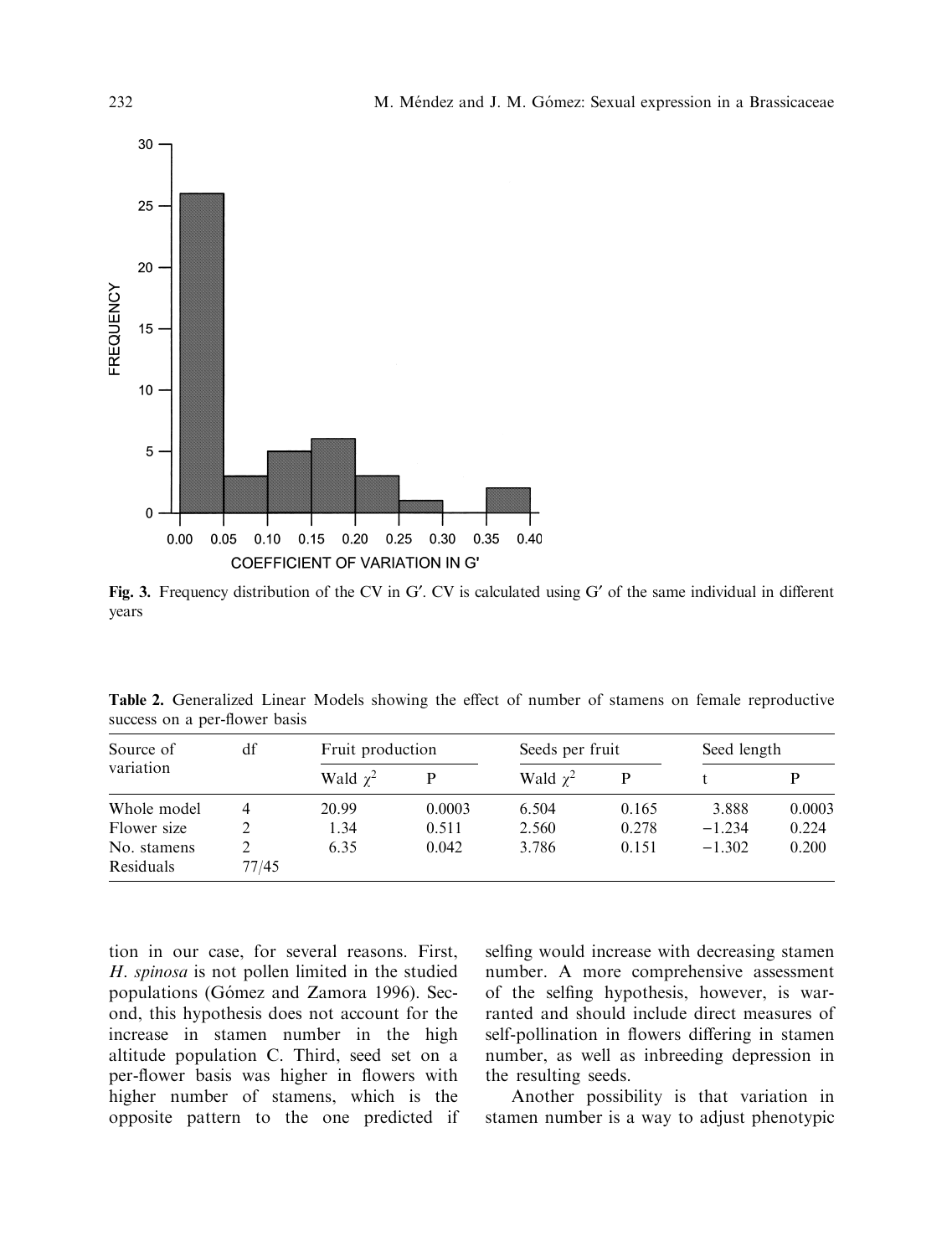Fig. 3. Frequency distribution of the CV in G′. CV is calculated using G′ of the same individual in different years

**Table 2.** Generalized Linear Models showing the effect of number of stamens on female reproductive success on a per-flower basis

| Source of variation | df | Fruit production | | Seeds per fruit | | Seed length | |
|---|---|---|---|---|---|---|---|
| | | Wald $\chi^2$ | P | Wald $\chi^2$ | P | t | P |
| Whole model | 4 | 20.99 | 0.0003 | 6.504 | 0.165 | 3.888 | 0.0003 |
| Flower size | 2 | 1.34 | 0.511 | 2.560 | 0.278 | −1.234 | 0.224 |
| No. stamens | 2 | 6.35 | 0.042 | 3.786 | 0.151 | −1.302 | 0.200 |
| Residuals | 77/45 | | | | | | |

tion in our case, for several reasons. First, *H. spinosa* is not pollen limited in the studied populations (Gómez and Zamora 1996). Second, this hypothesis does not account for the increase in stamen number in the high altitude population C. Third, seed set on a per-flower basis was higher in flowers with higher number of stamens, which is the opposite pattern to the one predicted if selfing would increase with decreasing stamen number. A more comprehensive assessment of the selfing hypothesis, however, is warranted and should include direct measures of self-pollination in flowers differing in stamen number, as well as inbreeding depression in the resulting seeds.

Another possibility is that variation in stamen number is a way to adjust phenotypic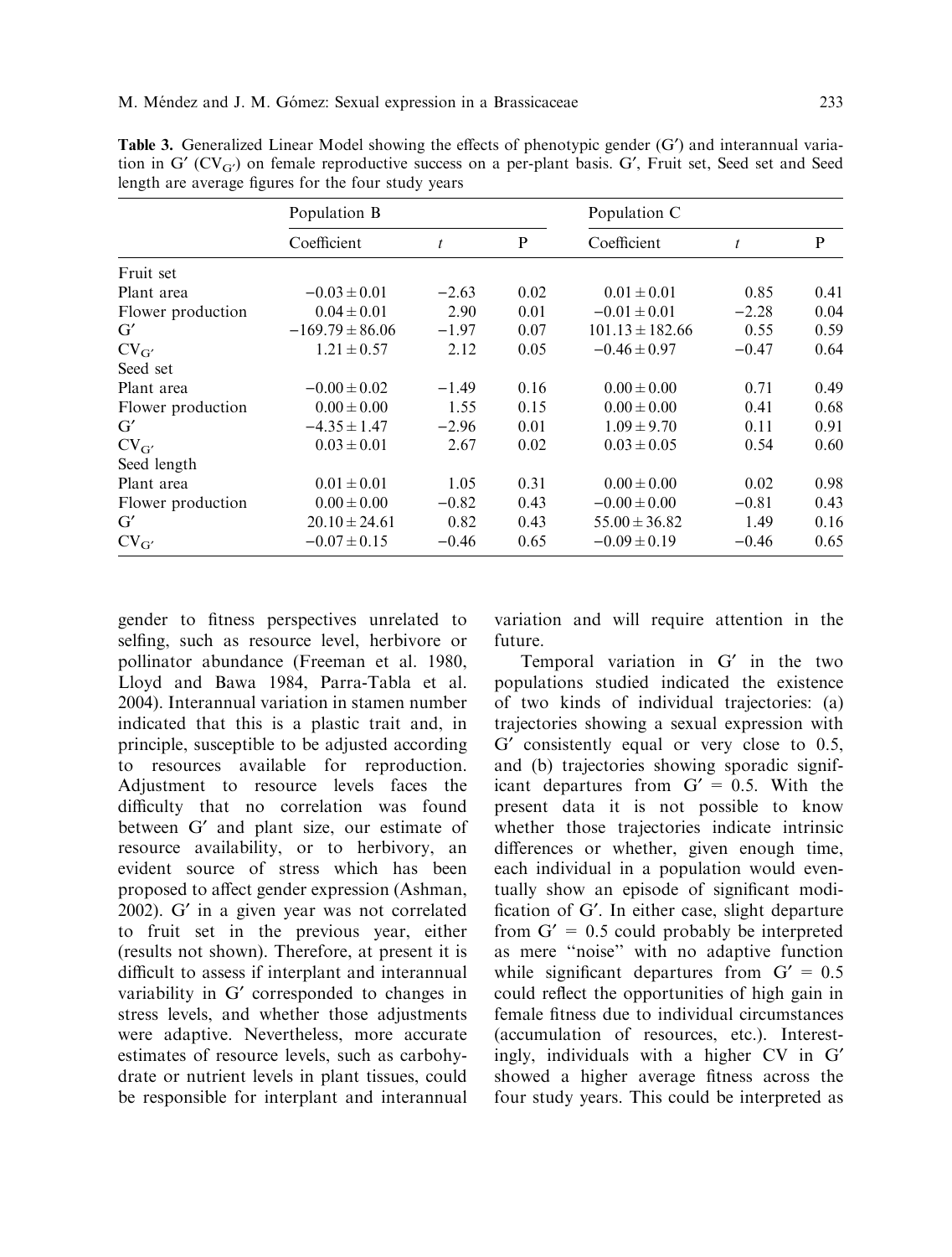**Table 3.** Generalized Linear Model showing the effects of phenotypic gender (G′) and interannual variation in G′ ($CV_{G'}$) on female reproductive success on a per-plant basis. G′, Fruit set, Seed set and Seed length are average figures for the four study years

| | Population B | | | Population C | | |
|---|---|---|---|---|---|---|
| | Coefficient | $t$ | P | Coefficient | $t$ | P |
| Fruit set | | | | | | |
| Plant area | $-0.03 \pm 0.01$ | $-2.63$ | 0.02 | $0.01 \pm 0.01$ | 0.85 | 0.41 |
| Flower production | $0.04 \pm 0.01$ | 2.90 | 0.01 | $-0.01 \pm 0.01$ | $-2.28$ | 0.04 |
| G′ | $-169.79 \pm 86.06$ | $-1.97$ | 0.07 | $101.13 \pm 182.66$ | 0.55 | 0.59 |
| $CV_{G'}$ | $1.21 \pm 0.57$ | 2.12 | 0.05 | $-0.46 \pm 0.97$ | $-0.47$ | 0.64 |
| Seed set | | | | | | |
| Plant area | $-0.00 \pm 0.02$ | $-1.49$ | 0.16 | $0.00 \pm 0.00$ | 0.71 | 0.49 |
| Flower production | $0.00 \pm 0.00$ | 1.55 | 0.15 | $0.00 \pm 0.00$ | 0.41 | 0.68 |
| G′ | $-4.35 \pm 1.47$ | $-2.96$ | 0.01 | $1.09 \pm 9.70$ | 0.11 | 0.91 |
| $CV_{G'}$ | $0.03 \pm 0.01$ | 2.67 | 0.02 | $0.03 \pm 0.05$ | 0.54 | 0.60 |
| Seed length | | | | | | |
| Plant area | $0.01 \pm 0.01$ | 1.05 | 0.31 | $0.00 \pm 0.00$ | 0.02 | 0.98 |
| Flower production | $0.00 \pm 0.00$ | $-0.82$ | 0.43 | $-0.00 \pm 0.00$ | $-0.81$ | 0.43 |
| G′ | $20.10 \pm 24.61$ | 0.82 | 0.43 | $55.00 \pm 36.82$ | 1.49 | 0.16 |
| $CV_{G'}$ | $-0.07 \pm 0.15$ | $-0.46$ | 0.65 | $-0.09 \pm 0.19$ | $-0.46$ | 0.65 |

gender to fitness perspectives unrelated to selfing, such as resource level, herbivore or pollinator abundance (Freeman et al. 1980, Lloyd and Bawa 1984, Parra-Tabla et al. 2004). Interannual variation in stamen number indicated that this is a plastic trait and, in principle, susceptible to be adjusted according to resources available for reproduction. Adjustment to resource levels faces the difficulty that no correlation was found between G′ and plant size, our estimate of resource availability, or to herbivory, an evident source of stress which has been proposed to affect gender expression (Ashman, 2002). G′ in a given year was not correlated to fruit set in the previous year, either (results not shown). Therefore, at present it is difficult to assess if interplant and interannual variability in G′ corresponded to changes in stress levels, and whether those adjustments were adaptive. Nevertheless, more accurate estimates of resource levels, such as carbohydrate or nutrient levels in plant tissues, could be responsible for interplant and interannual variation and will require attention in the future.

Temporal variation in G′ in the two populations studied indicated the existence of two kinds of individual trajectories: (a) trajectories showing a sexual expression with G′ consistently equal or very close to 0.5, and (b) trajectories showing sporadic significant departures from G′ = 0.5. With the present data it is not possible to know whether those trajectories indicate intrinsic differences or whether, given enough time, each individual in a population would eventually show an episode of significant modification of G′. In either case, slight departure from G′ = 0.5 could probably be interpreted as mere "noise" with no adaptive function while significant departures from G′ = 0.5 could reflect the opportunities of high gain in female fitness due to individual circumstances (accumulation of resources, etc.). Interestingly, individuals with a higher CV in G′ showed a higher average fitness across the four study years. This could be interpreted as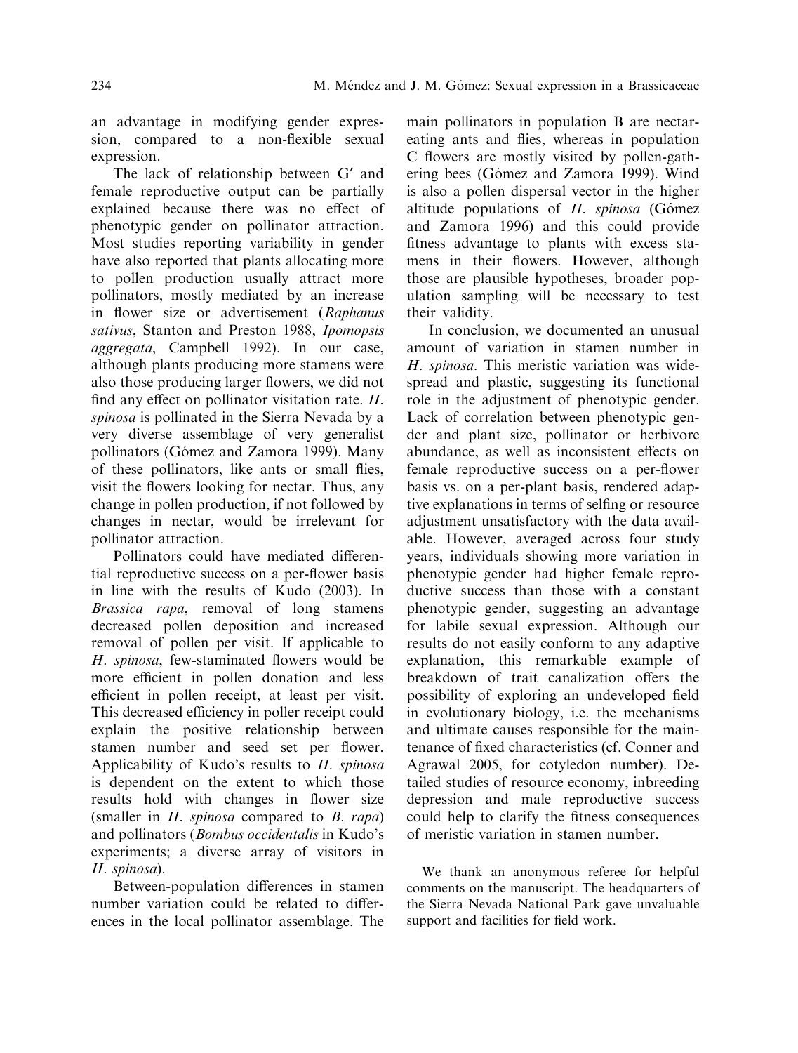an advantage in modifying gender expression, compared to a non-flexible sexual expression.

The lack of relationship between G′ and female reproductive output can be partially explained because there was no effect of phenotypic gender on pollinator attraction. Most studies reporting variability in gender have also reported that plants allocating more to pollen production usually attract more pollinators, mostly mediated by an increase in flower size or advertisement (*Raphanus sativus*, Stanton and Preston 1988, *Ipomopsis aggregata*, Campbell 1992). In our case, although plants producing more stamens were also those producing larger flowers, we did not find any effect on pollinator visitation rate. *H. spinosa* is pollinated in the Sierra Nevada by a very diverse assemblage of very generalist pollinators (Gómez and Zamora 1999). Many of these pollinators, like ants or small flies, visit the flowers looking for nectar. Thus, any change in pollen production, if not followed by changes in nectar, would be irrelevant for pollinator attraction.

Pollinators could have mediated differential reproductive success on a per-flower basis in line with the results of Kudo (2003). In *Brassica rapa*, removal of long stamens decreased pollen deposition and increased removal of pollen per visit. If applicable to *H. spinosa*, few-staminated flowers would be more efficient in pollen donation and less efficient in pollen receipt, at least per visit. This decreased efficiency in poller receipt could explain the positive relationship between stamen number and seed set per flower. Applicability of Kudo's results to *H. spinosa* is dependent on the extent to which those results hold with changes in flower size (smaller in *H. spinosa* compared to *B. rapa*) and pollinators (*Bombus occidentalis* in Kudo's experiments; a diverse array of visitors in *H. spinosa*).

Between-population differences in stamen number variation could be related to differences in the local pollinator assemblage. The main pollinators in population B are nectar-eating ants and flies, whereas in population C flowers are mostly visited by pollen-gathering bees (Gómez and Zamora 1999). Wind is also a pollen dispersal vector in the higher altitude populations of *H. spinosa* (Gómez and Zamora 1996) and this could provide fitness advantage to plants with excess stamens in their flowers. However, although those are plausible hypotheses, broader population sampling will be necessary to test their validity.

In conclusion, we documented an unusual amount of variation in stamen number in *H. spinosa*. This meristic variation was widespread and plastic, suggesting its functional role in the adjustment of phenotypic gender. Lack of correlation between phenotypic gender and plant size, pollinator or herbivore abundance, as well as inconsistent effects on female reproductive success on a per-flower basis vs. on a per-plant basis, rendered adaptive explanations in terms of selfing or resource adjustment unsatisfactory with the data available. However, averaged across four study years, individuals showing more variation in phenotypic gender had higher female reproductive success than those with a constant phenotypic gender, suggesting an advantage for labile sexual expression. Although our results do not easily conform to any adaptive explanation, this remarkable example of breakdown of trait canalization offers the possibility of exploring an undeveloped field in evolutionary biology, i.e. the mechanisms and ultimate causes responsible for the maintenance of fixed characteristics (cf. Conner and Agrawal 2005, for cotyledon number). Detailed studies of resource economy, inbreeding depression and male reproductive success could help to clarify the fitness consequences of meristic variation in stamen number.

We thank an anonymous referee for helpful comments on the manuscript. The headquarters of the Sierra Nevada National Park gave unvaluable support and facilities for field work.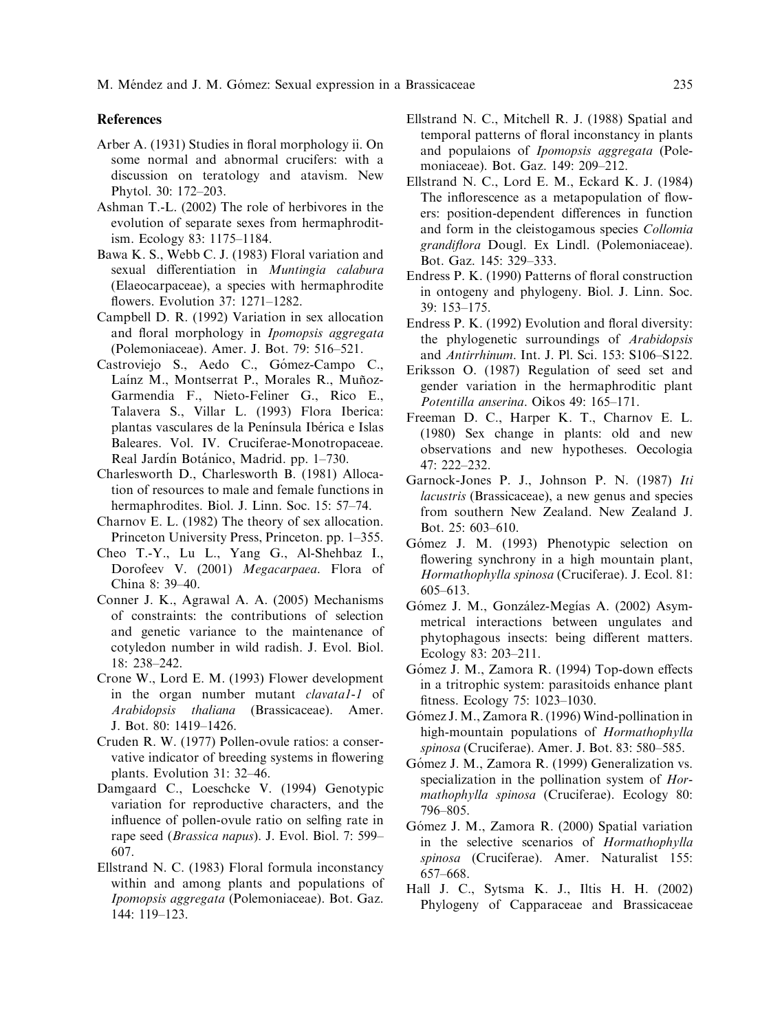## References

Arber A. (1931) Studies in floral morphology ii. On some normal and abnormal crucifers: with a discussion on teratology and atavism. New Phytol. 30: 172–203.

Ashman T.-L. (2002) The role of herbivores in the evolution of separate sexes from hermaphroditism. Ecology 83: 1175–1184.

Bawa K. S., Webb C. J. (1983) Floral variation and sexual differentiation in *Muntingia calabura* (Elaeocarpaceae), a species with hermaphrodite flowers. Evolution 37: 1271–1282.

Campbell D. R. (1992) Variation in sex allocation and floral morphology in *Ipomopsis aggregata* (Polemoniaceae). Amer. J. Bot. 79: 516–521.

Castroviejo S., Aedo C., Gómez-Campo C., Laínz M., Montserrat P., Morales R., Muñoz-Garmendia F., Nieto-Feliner G., Rico E., Talavera S., Villar L. (1993) Flora Iberica: plantas vasculares de la Península Ibérica e Islas Baleares. Vol. IV. Cruciferae-Monotropaceae. Real Jardín Botánico, Madrid. pp. 1–730.

Charlesworth D., Charlesworth B. (1981) Allocation of resources to male and female functions in hermaphrodites. Biol. J. Linn. Soc. 15: 57–74.

Charnov E. L. (1982) The theory of sex allocation. Princeton University Press, Princeton. pp. 1–355.

Cheo T.-Y., Lu L., Yang G., Al-Shehbaz I., Dorofeev V. (2001) *Megacarpaea*. Flora of China 8: 39–40.

Conner J. K., Agrawal A. A. (2005) Mechanisms of constraints: the contributions of selection and genetic variance to the maintenance of cotyledon number in wild radish. J. Evol. Biol. 18: 238–242.

Crone W., Lord E. M. (1993) Flower development in the organ number mutant *clavata1-1* of *Arabidopsis thaliana* (Brassicaceae). Amer. J. Bot. 80: 1419–1426.

Cruden R. W. (1977) Pollen-ovule ratios: a conservative indicator of breeding systems in flowering plants. Evolution 31: 32–46.

Damgaard C., Loeschcke V. (1994) Genotypic variation for reproductive characters, and the influence of pollen-ovule ratio on selfing rate in rape seed (*Brassica napus*). J. Evol. Biol. 7: 599–607.

Ellstrand N. C. (1983) Floral formula inconstancy within and among plants and populations of *Ipomopsis aggregata* (Polemoniaceae). Bot. Gaz. 144: 119–123.

Ellstrand N. C., Mitchell R. J. (1988) Spatial and temporal patterns of floral inconstancy in plants and populaions of *Ipomopsis aggregata* (Polemoniaceae). Bot. Gaz. 149: 209–212.

Ellstrand N. C., Lord E. M., Eckard K. J. (1984) The inflorescence as a metapopulation of flowers: position-dependent differences in function and form in the cleistogamous species *Collomia grandiflora* Dougl. Ex Lindl. (Polemoniaceae). Bot. Gaz. 145: 329–333.

Endress P. K. (1990) Patterns of floral construction in ontogeny and phylogeny. Biol. J. Linn. Soc. 39: 153–175.

Endress P. K. (1992) Evolution and floral diversity: the phylogenetic surroundings of *Arabidopsis* and *Antirrhinum*. Int. J. Pl. Sci. 153: S106–S122.

Eriksson O. (1987) Regulation of seed set and gender variation in the hermaphroditic plant *Potentilla anserina*. Oikos 49: 165–171.

Freeman D. C., Harper K. T., Charnov E. L. (1980) Sex change in plants: old and new observations and new hypotheses. Oecologia 47: 222–232.

Garnock-Jones P. J., Johnson P. N. (1987) *Iti lacustris* (Brassicaceae), a new genus and species from southern New Zealand. New Zealand J. Bot. 25: 603–610.

Gómez J. M. (1993) Phenotypic selection on flowering synchrony in a high mountain plant, *Hormathophylla spinosa* (Cruciferae). J. Ecol. 81: 605–613.

Gómez J. M., González-Megías A. (2002) Asymmetrical interactions between ungulates and phytophagous insects: being different matters. Ecology 83: 203–211.

Gómez J. M., Zamora R. (1994) Top-down effects in a tritrophic system: parasitoids enhance plant fitness. Ecology 75: 1023–1030.

Gómez J. M., Zamora R. (1996) Wind-pollination in high-mountain populations of *Hormathophylla spinosa* (Cruciferae). Amer. J. Bot. 83: 580–585.

Gómez J. M., Zamora R. (1999) Generalization vs. specialization in the pollination system of *Hormathophylla spinosa* (Cruciferae). Ecology 80: 796–805.

Gómez J. M., Zamora R. (2000) Spatial variation in the selective scenarios of *Hormathophylla spinosa* (Cruciferae). Amer. Naturalist 155: 657–668.

Hall J. C., Sytsma K. J., Iltis H. H. (2002) Phylogeny of Capparaceae and Brassicaceae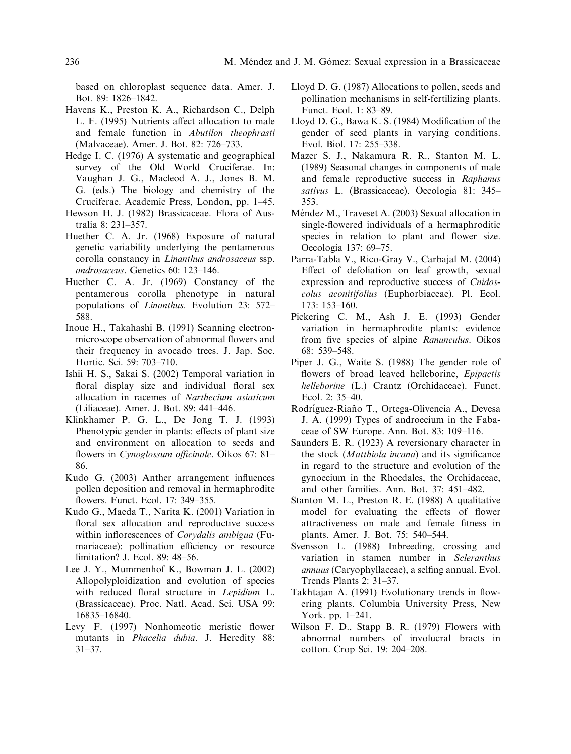based on chloroplast sequence data. Amer. J. Bot. 89: 1826–1842.

Havens K., Preston K. A., Richardson C., Delph L. F. (1995) Nutrients affect allocation to male and female function in *Abutilon theophrasti* (Malvaceae). Amer. J. Bot. 82: 726–733.

Hedge I. C. (1976) A systematic and geographical survey of the Old World Cruciferae. In: Vaughan J. G., Macleod A. J., Jones B. M. G. (eds.) The biology and chemistry of the Cruciferae. Academic Press, London, pp. 1–45.

Hewson H. J. (1982) Brassicaceae. Flora of Australia 8: 231–357.

Huether C. A. Jr. (1968) Exposure of natural genetic variability underlying the pentamerous corolla constancy in *Linanthus androsaceus* ssp. *androsaceus*. Genetics 60: 123–146.

Huether C. A. Jr. (1969) Constancy of the pentamerous corolla phenotype in natural populations of *Linanthus*. Evolution 23: 572–588.

Inoue H., Takahashi B. (1991) Scanning electron-microscope observation of abnormal flowers and their frequency in avocado trees. J. Jap. Soc. Hortic. Sci. 59: 703–710.

Ishii H. S., Sakai S. (2002) Temporal variation in floral display size and individual floral sex allocation in racemes of *Narthecium asiaticum* (Liliaceae). Amer. J. Bot. 89: 441–446.

Klinkhamer P. G. L., De Jong T. J. (1993) Phenotypic gender in plants: effects of plant size and environment on allocation to seeds and flowers in *Cynoglossum officinale*. Oikos 67: 81–86.

Kudo G. (2003) Anther arrangement influences pollen deposition and removal in hermaphrodite flowers. Funct. Ecol. 17: 349–355.

Kudo G., Maeda T., Narita K. (2001) Variation in floral sex allocation and reproductive success within inflorescences of *Corydalis ambigua* (Fumariaceae): pollination efficiency or resource limitation? J. Ecol. 89: 48–56.

Lee J. Y., Mummenhof K., Bowman J. L. (2002) Allopolyploidization and evolution of species with reduced floral structure in *Lepidium* L. (Brassicaceae). Proc. Natl. Acad. Sci. USA 99: 16835–16840.

Levy F. (1997) Nonhomeotic meristic flower mutants in *Phacelia dubia*. J. Heredity 88: 31–37.

Lloyd D. G. (1987) Allocations to pollen, seeds and pollination mechanisms in self-fertilizing plants. Funct. Ecol. 1: 83–89.

Lloyd D. G., Bawa K. S. (1984) Modification of the gender of seed plants in varying conditions. Evol. Biol. 17: 255–338.

Mazer S. J., Nakamura R. R., Stanton M. L. (1989) Seasonal changes in components of male and female reproductive success in *Raphanus sativus* L. (Brassicaceae). Oecologia 81: 345–353.

Méndez M., Traveset A. (2003) Sexual allocation in single-flowered individuals of a hermaphroditic species in relation to plant and flower size. Oecologia 137: 69–75.

Parra-Tabla V., Rico-Gray V., Carbajal M. (2004) Effect of defoliation on leaf growth, sexual expression and reproductive success of *Cnidoscolus aconitifolius* (Euphorbiaceae). Pl. Ecol. 173: 153–160.

Pickering C. M., Ash J. E. (1993) Gender variation in hermaphrodite plants: evidence from five species of alpine *Ranunculus*. Oikos 68: 539–548.

Piper J. G., Waite S. (1988) The gender role of flowers of broad leaved helleborine, *Epipactis helleborine* (L.) Crantz (Orchidaceae). Funct. Ecol. 2: 35–40.

Rodríguez-Riaño T., Ortega-Olivencia A., Devesa J. A. (1999) Types of androecium in the Fabaceae of SW Europe. Ann. Bot. 83: 109–116.

Saunders E. R. (1923) A reversionary character in the stock (*Matthiola incana*) and its significance in regard to the structure and evolution of the gynoecium in the Rhoedales, the Orchidaceae, and other families. Ann. Bot. 37: 451–482.

Stanton M. L., Preston R. E. (1988) A qualitative model for evaluating the effects of flower attractiveness on male and female fitness in plants. Amer. J. Bot. 75: 540–544.

Svensson L. (1988) Inbreeding, crossing and variation in stamen number in *Scleranthus annuus* (Caryophyllaceae), a selfing annual. Evol. Trends Plants 2: 31–37.

Takhtajan A. (1991) Evolutionary trends in flowering plants. Columbia University Press, New York. pp. 1–241.

Wilson F. D., Stapp B. R. (1979) Flowers with abnormal numbers of involucral bracts in cotton. Crop Sci. 19: 204–208.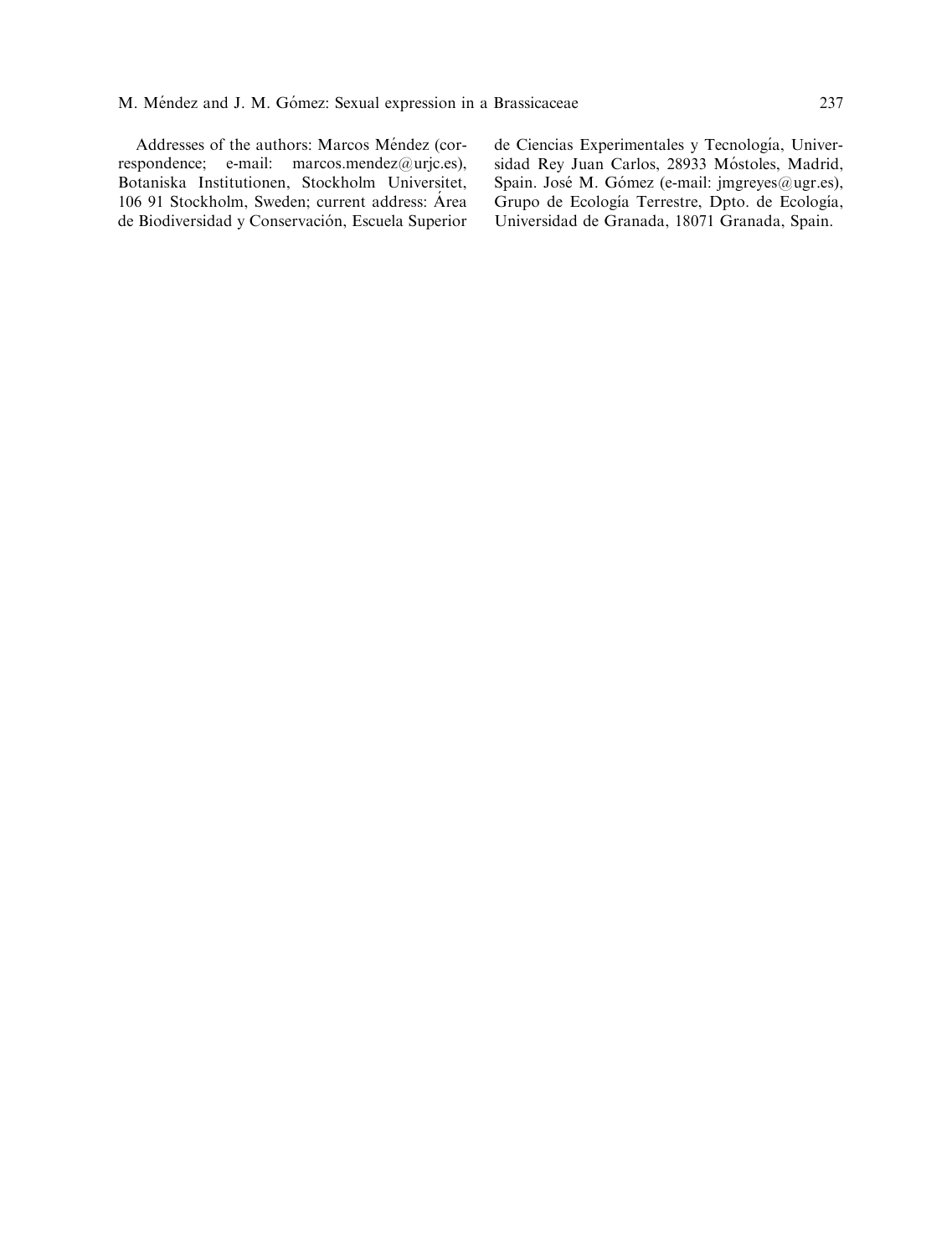Addresses of the authors: Marcos Méndez (correspondence; e-mail: marcos.mendez@urjc.es), Botaniska Institutionen, Stockholm Universitet, 106 91 Stockholm, Sweden; current address: Área de Biodiversidad y Conservación, Escuela Superior de Ciencias Experimentales y Tecnología, Universidad Rey Juan Carlos, 28933 Móstoles, Madrid, Spain. José M. Gómez (e-mail: jmgreyes@ugr.es), Grupo de Ecología Terrestre, Dpto. de Ecología, Universidad de Granada, 18071 Granada, Spain.